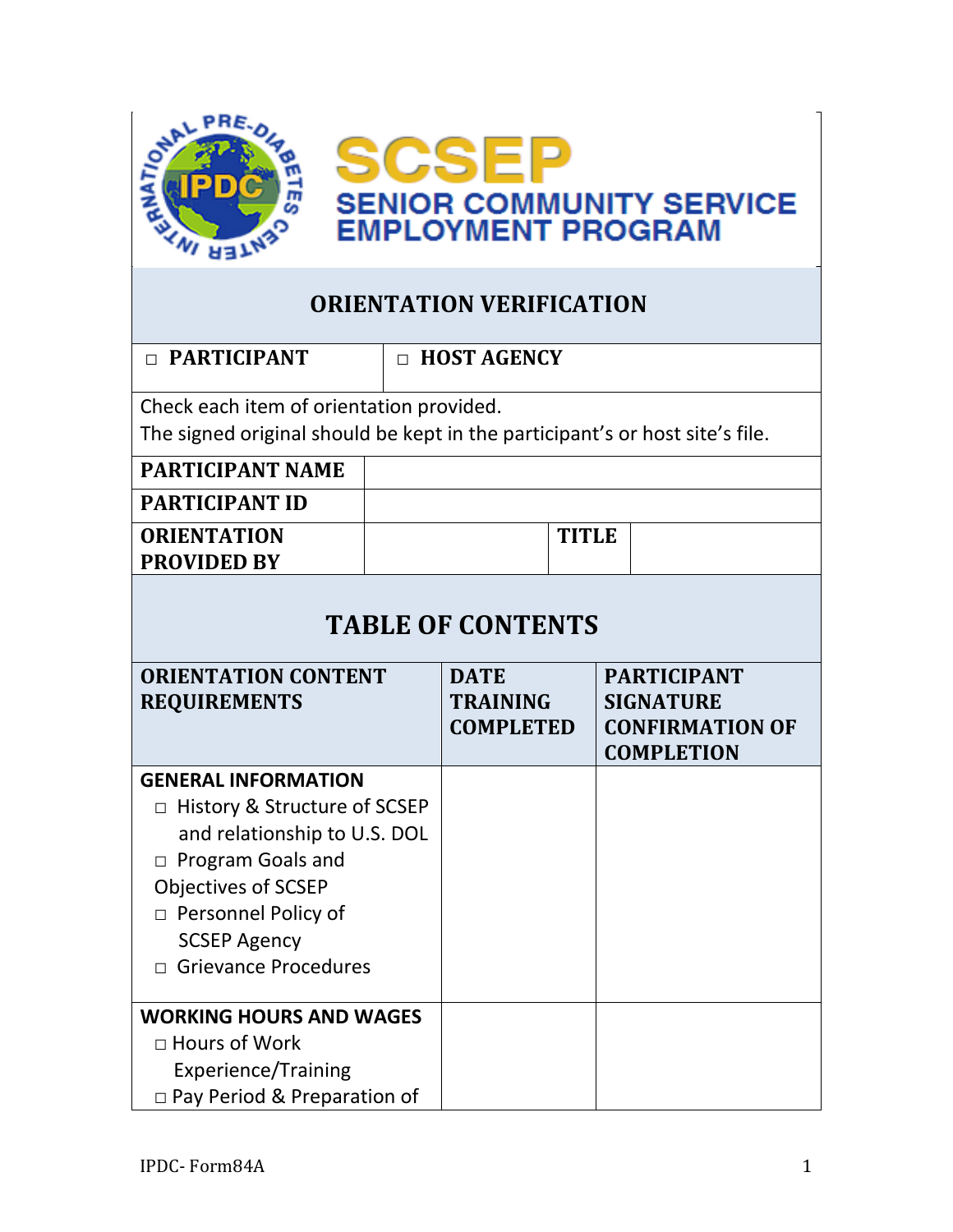# SCSEP

## SENIOR COMMUNITY SERVICE EMPLOYMENT PROGRAM

## ORIENTATION VERIFICATION

| □ PARTICIPANT | □ HOST AGENCY |
|---|---|

Check each item of orientation provided.
The signed original should be kept in the participant's or host site's file.

| | | | |
|---|---|---|---|
| **PARTICIPANT NAME** | | | |
| **PARTICIPANT ID** | | | |
| **ORIENTATION PROVIDED BY** | | **TITLE** | |

## TABLE OF CONTENTS

| ORIENTATION CONTENT REQUIREMENTS | DATE TRAINING COMPLETED | PARTICIPANT SIGNATURE CONFIRMATION OF COMPLETION |
|---|---|---|
| **GENERAL INFORMATION**<br>□ History & Structure of SCSEP and relationship to U.S. DOL<br>□ Program Goals and Objectives of SCSEP<br>□ Personnel Policy of SCSEP Agency<br>□ Grievance Procedures | | |
| **WORKING HOURS AND WAGES**<br>□ Hours of Work Experience/Training<br>□ Pay Period & Preparation of | | |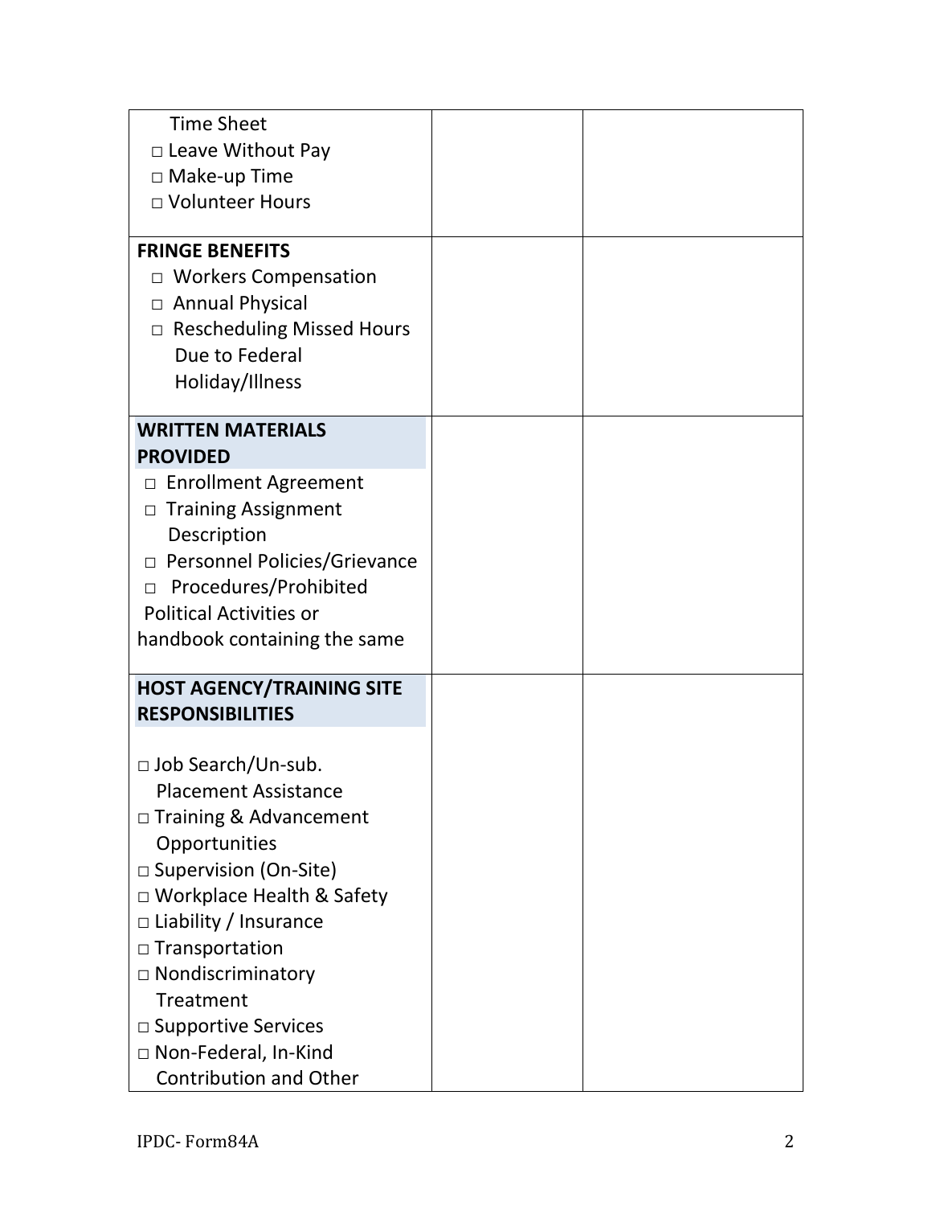| Time Sheet<br>□ Leave Without Pay<br>□ Make-up Time<br>□ Volunteer Hours | | |
|---|---|---|
| **FRINGE BENEFITS**<br>□ Workers Compensation<br>□ Annual Physical<br>□ Rescheduling Missed Hours Due to Federal Holiday/Illness | | |
| **WRITTEN MATERIALS PROVIDED**<br>□ Enrollment Agreement<br>□ Training Assignment Description<br>□ Personnel Policies/Grievance<br>□ Procedures/Prohibited Political Activities or handbook containing the same | | |
| **HOST AGENCY/TRAINING SITE RESPONSIBILITIES**<br><br>□ Job Search/Un-sub. Placement Assistance<br>□ Training & Advancement Opportunities<br>□ Supervision (On-Site)<br>□ Workplace Health & Safety<br>□ Liability / Insurance<br>□ Transportation<br>□ Nondiscriminatory Treatment<br>□ Supportive Services<br>□ Non-Federal, In-Kind Contribution and Other | | |

IPDC- Form84A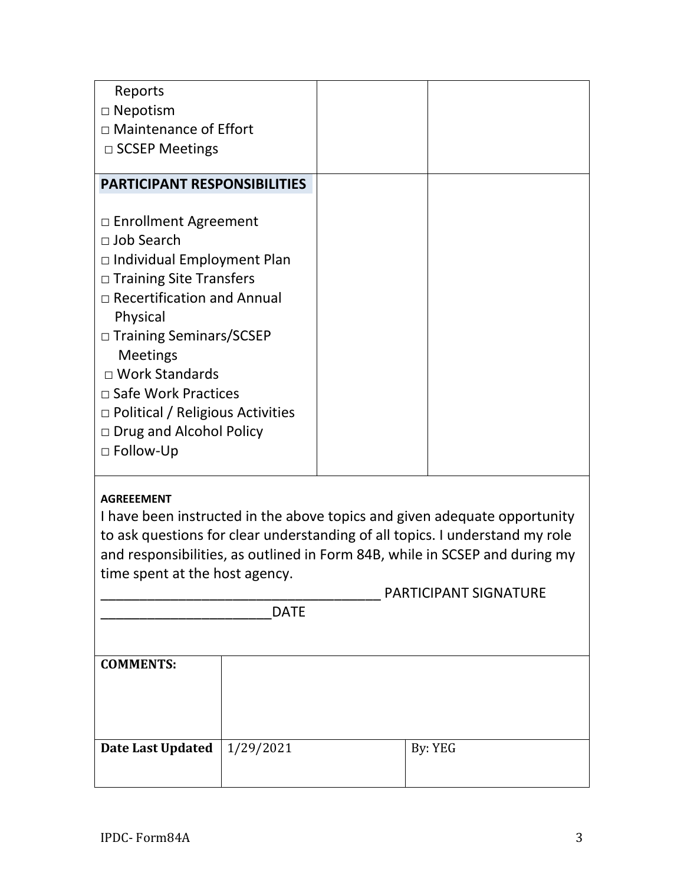| | | |
|---|---|---|
| Reports<br>□ Nepotism<br>□ Maintenance of Effort<br>□ SCSEP Meetings | | |
| **PARTICIPANT RESPONSIBILITIES**<br><br>□ Enrollment Agreement<br>□ Job Search<br>□ Individual Employment Plan<br>□ Training Site Transfers<br>□ Recertification and Annual Physical<br>□ Training Seminars/SCSEP Meetings<br>□ Work Standards<br>□ Safe Work Practices<br>□ Political / Religious Activities<br>□ Drug and Alcohol Policy<br>□ Follow-Up | | |

**AGREEEMENT**

I have been instructed in the above topics and given adequate opportunity to ask questions for clear understanding of all topics. I understand my role and responsibilities, as outlined in Form 84B, while in SCSEP and during my time spent at the host agency.

____________________________________ PARTICIPANT SIGNATURE

______________________DATE

| | | |
|---|---|---|
| **COMMENTS:** | | |
| **Date Last Updated** | 1/29/2021 | By: YEG |